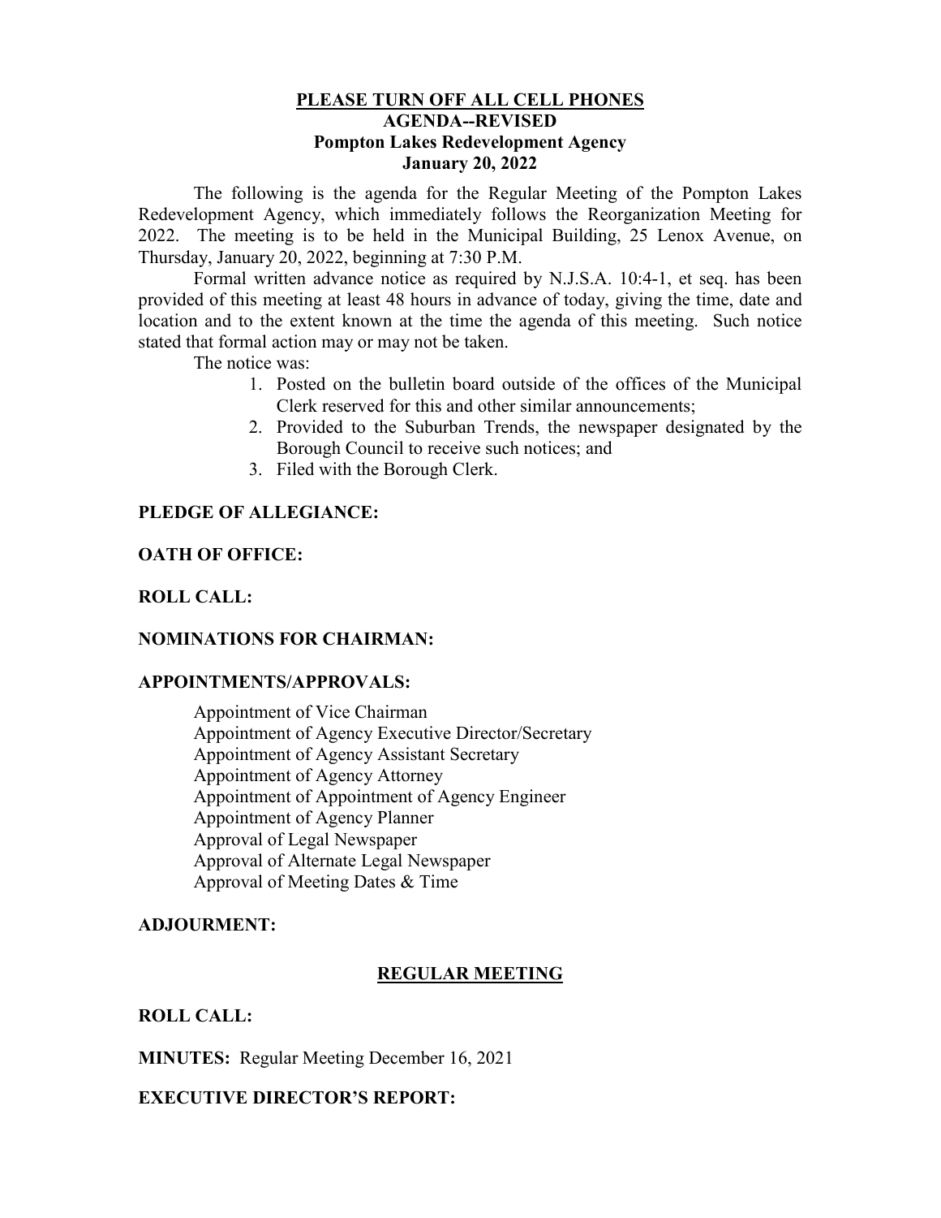**PLEASE TURN OFF ALL CELL PHONES**
**AGENDA--REVISED**
**Pompton Lakes Redevelopment Agency**
**January 20, 2022**

The following is the agenda for the Regular Meeting of the Pompton Lakes Redevelopment Agency, which immediately follows the Reorganization Meeting for 2022. The meeting is to be held in the Municipal Building, 25 Lenox Avenue, on Thursday, January 20, 2022, beginning at 7:30 P.M.

Formal written advance notice as required by N.J.S.A. 10:4-1, et seq. has been provided of this meeting at least 48 hours in advance of today, giving the time, date and location and to the extent known at the time the agenda of this meeting. Such notice stated that formal action may or may not be taken.

The notice was:

1. Posted on the bulletin board outside of the offices of the Municipal Clerk reserved for this and other similar announcements;
2. Provided to the Suburban Trends, the newspaper designated by the Borough Council to receive such notices; and
3. Filed with the Borough Clerk.

**PLEDGE OF ALLEGIANCE:**

**OATH OF OFFICE:**

**ROLL CALL:**

**NOMINATIONS FOR CHAIRMAN:**

**APPOINTMENTS/APPROVALS:**

Appointment of Vice Chairman
Appointment of Agency Executive Director/Secretary
Appointment of Agency Assistant Secretary
Appointment of Agency Attorney
Appointment of Appointment of Agency Engineer
Appointment of Agency Planner
Approval of Legal Newspaper
Approval of Alternate Legal Newspaper
Approval of Meeting Dates & Time

**ADJOURMENT:**

**REGULAR MEETING**

**ROLL CALL:**

**MINUTES:** Regular Meeting December 16, 2021

**EXECUTIVE DIRECTOR'S REPORT:**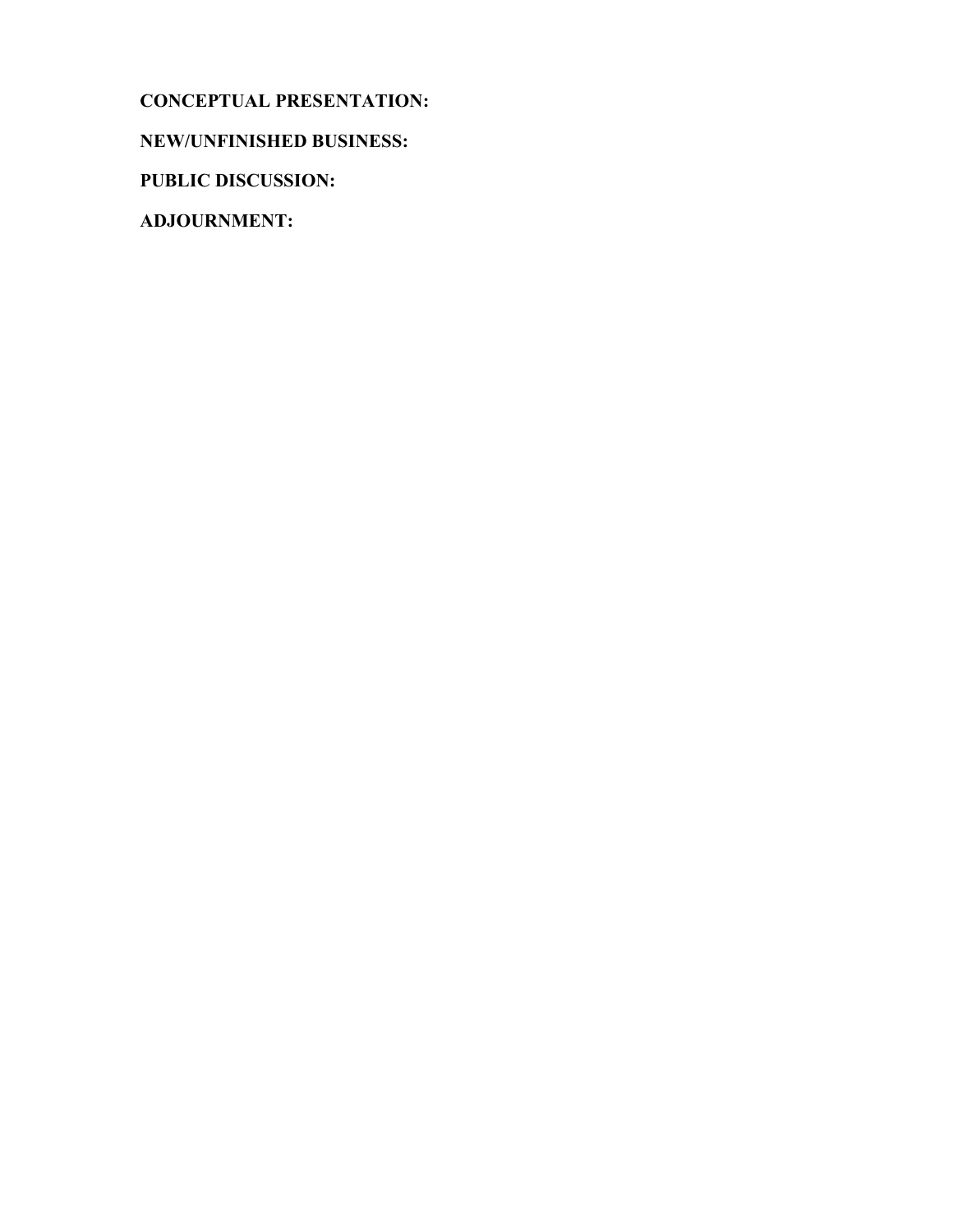**CONCEPTUAL PRESENTATION:**

**NEW/UNFINISHED BUSINESS:**

**PUBLIC DISCUSSION:**

**ADJOURNMENT:**